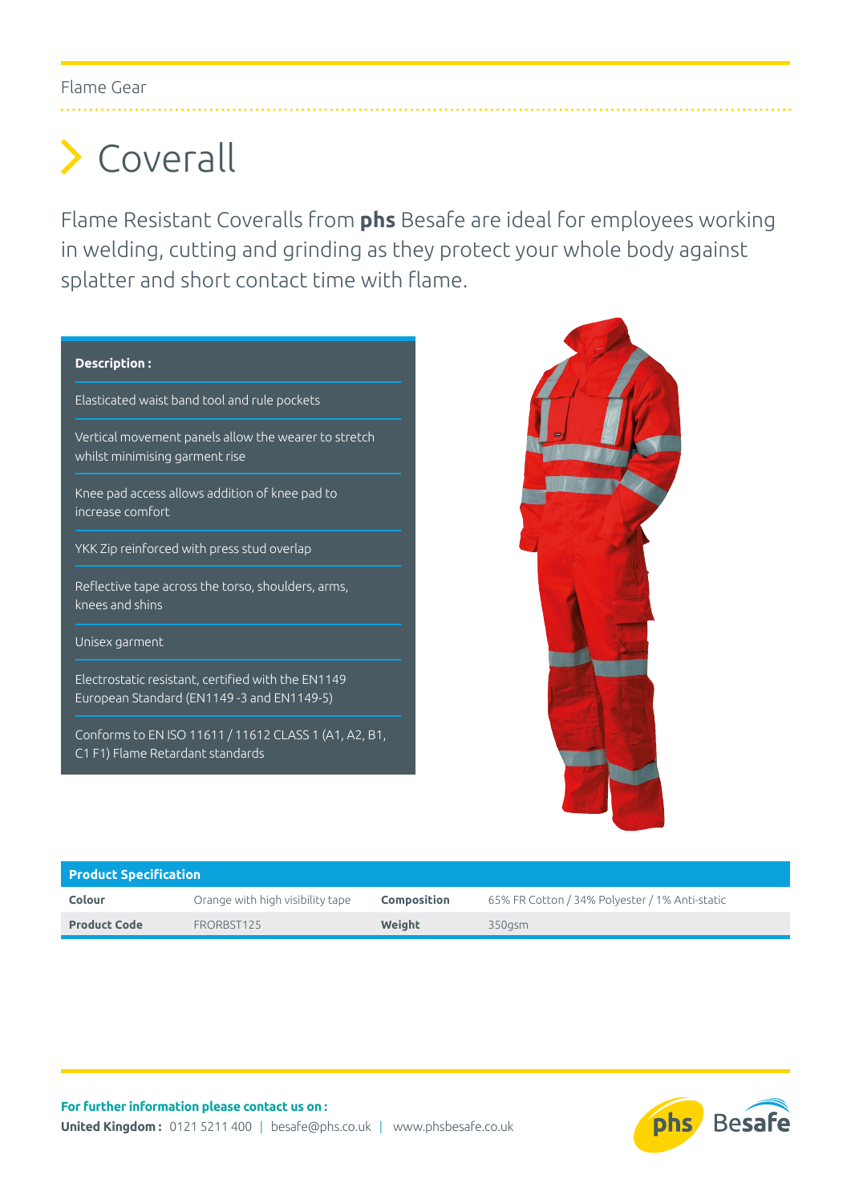Flame Gear

# Coverall

Flame Resistant Coveralls from **phs** Besafe are ideal for employees working in welding, cutting and grinding as they protect your whole body against splatter and short contact time with flame.

**Description :**

- Elasticated waist band tool and rule pockets
- Vertical movement panels allow the wearer to stretch whilst minimising garment rise
- Knee pad access allows addition of knee pad to increase comfort
- YKK Zip reinforced with press stud overlap
- Reflective tape across the torso, shoulders, arms, knees and shins
- Unisex garment
- Electrostatic resistant, certified with the EN1149 European Standard (EN1149 -3 and EN1149-5)
- Conforms to EN ISO 11611 / 11612 CLASS 1 (A1, A2, B1, C1 F1) Flame Retardant standards

| Product Specification | | | |
|---|---|---|---|
| **Colour** | Orange with high visibility tape | **Composition** | 65% FR Cotton / 34% Polyester / 1% Anti-static |
| **Product Code** | FRORBST125 | **Weight** | 350gsm |

**For further information please contact us on :**
**United Kingdom :** 0121 5211 400 | besafe@phs.co.uk | www.phsbesafe.co.uk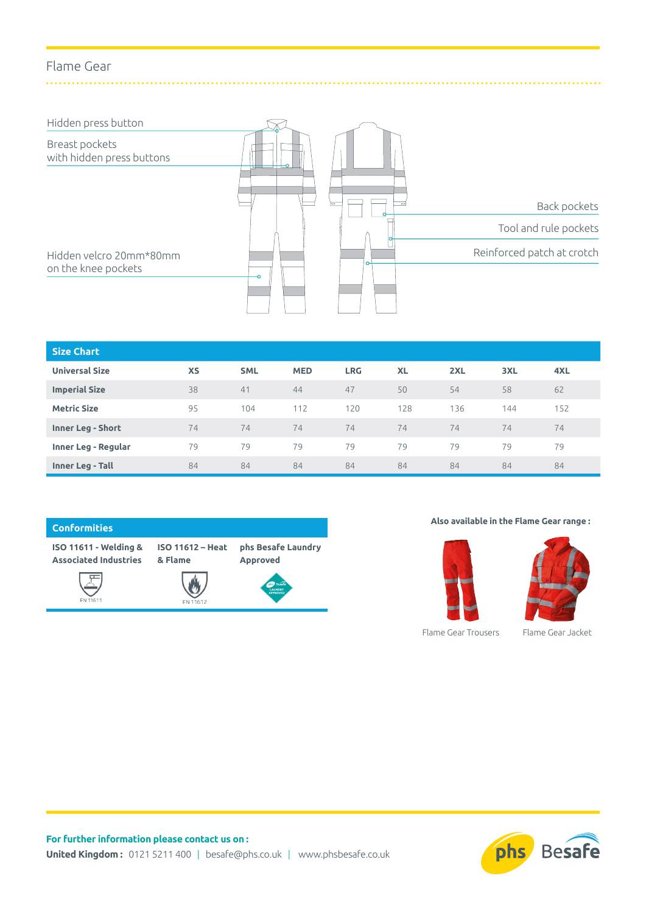## Flame Gear

Hidden press button

Breast pockets
with hidden press buttons

Hidden velcro 20mm*80mm
on the knee pockets

Back pockets

Tool and rule pockets

Reinforced patch at crotch

### Size Chart

| Universal Size | XS | SML | MED | LRG | XL | 2XL | 3XL | 4XL |
|---|---|---|---|---|---|---|---|---|
| **Imperial Size** | 38 | 41 | 44 | 47 | 50 | 54 | 58 | 62 |
| **Metric Size** | 95 | 104 | 112 | 120 | 128 | 136 | 144 | 152 |
| **Inner Leg - Short** | 74 | 74 | 74 | 74 | 74 | 74 | 74 | 74 |
| **Inner Leg - Regular** | 79 | 79 | 79 | 79 | 79 | 79 | 79 | 79 |
| **Inner Leg - Tall** | 84 | 84 | 84 | 84 | 84 | 84 | 84 | 84 |

### Conformities

| ISO 11611 - Welding & Associated Industries | ISO 11612 – Heat & Flame | phs Besafe Laundry Approved |
|---|---|---|
| EN 11611 | EN 11612 | |

**Also available in the Flame Gear range :**

Flame Gear Trousers

Flame Gear Jacket

**For further information please contact us on :**
**United Kingdom :** 0121 5211 400 | besafe@phs.co.uk | www.phsbesafe.co.uk